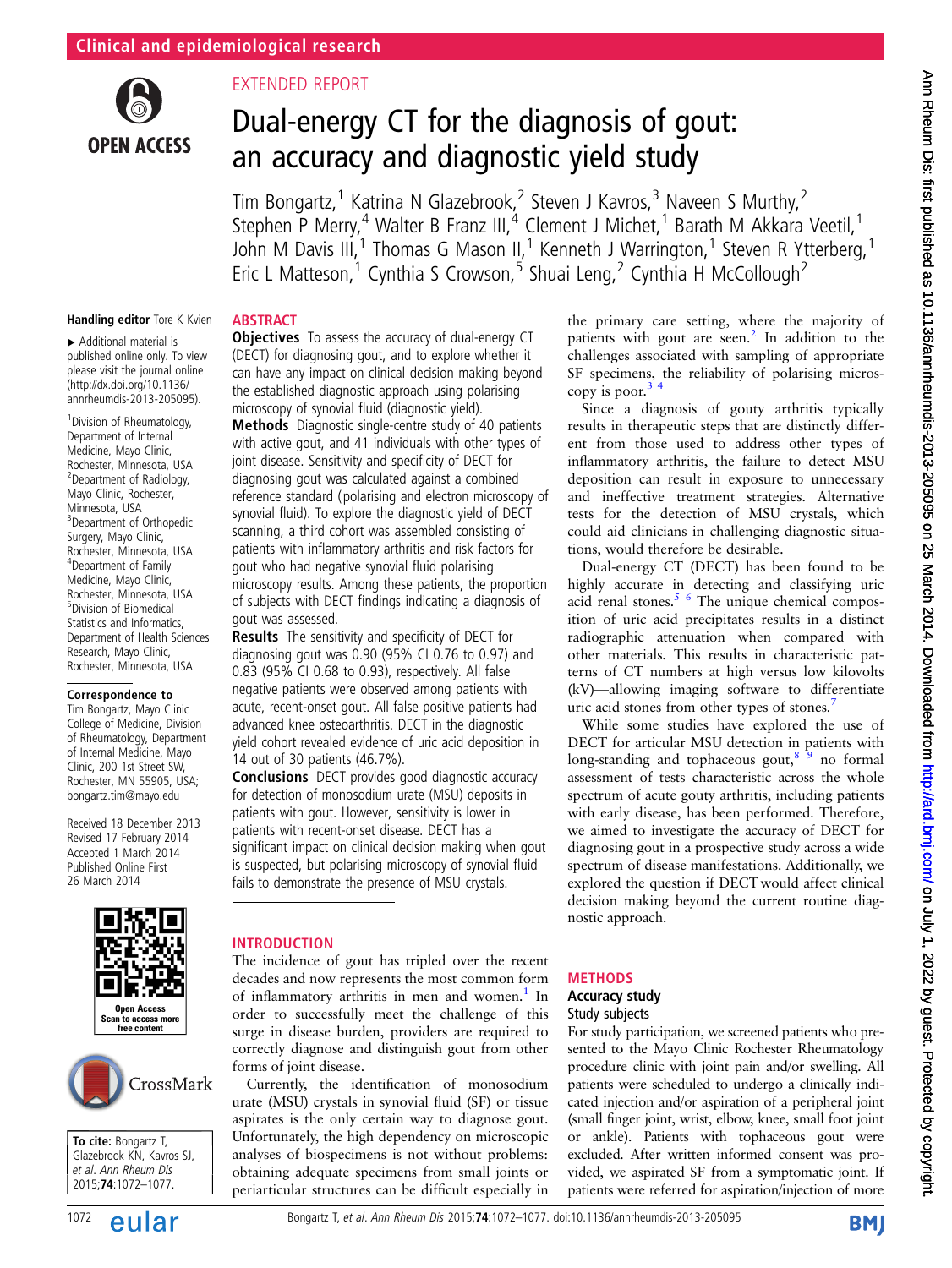Clinical and epidemiological research

EXTENDED REPORT

# Dual-energy CT for the diagnosis of gout: an accuracy and diagnostic yield study

Tim Bongartz,[1] Katrina N Glazebrook,[2] Steven J Kavros,[3] Naveen S Murthy,[2] Stephen P Merry,[4] Walter B Franz III,[4] Clement J Michet,[1] Barath M Akkara Veetil,[1] John M Davis III,[1] Thomas G Mason II,[1] Kenneth J Warrington,[1] Steven R Ytterberg,[1] Eric L Matteson,[1] Cynthia S Crowson,[5] Shuai Leng,[2] Cynthia H McCollough[2]

Handling editor Tore K Kvien

▸ Additional material is published online only. To view please visit the journal online (http://dx.doi.org/10.1136/annrheumdis-2013-205095).

[1]Division of Rheumatology, Department of Internal Medicine, Mayo Clinic, Rochester, Minnesota, USA
[2]Department of Radiology, Mayo Clinic, Rochester, Minnesota, USA
[3]Department of Orthopedic Surgery, Mayo Clinic, Rochester, Minnesota, USA
[4]Department of Family Medicine, Mayo Clinic, Rochester, Minnesota, USA
[5]Division of Biomedical Statistics and Informatics, Department of Health Sciences Research, Mayo Clinic, Rochester, Minnesota, USA

**Correspondence to**
Tim Bongartz, Mayo Clinic College of Medicine, Division of Rheumatology, Department of Internal Medicine, Mayo Clinic, 200 1st Street SW, Rochester, MN 55905, USA; bongartz.tim@mayo.edu

Received 18 December 2013
Revised 17 February 2014
Accepted 1 March 2014
Published Online First 26 March 2014

**To cite:** Bongartz T, Glazebrook KN, Kavros SJ, et al. *Ann Rheum Dis* 2015;**74**:1072–1077.

## ABSTRACT

**Objectives** To assess the accuracy of dual-energy CT (DECT) for diagnosing gout, and to explore whether it can have any impact on clinical decision making beyond the established diagnostic approach using polarising microscopy of synovial fluid (diagnostic yield).

**Methods** Diagnostic single-centre study of 40 patients with active gout, and 41 individuals with other types of joint disease. Sensitivity and specificity of DECT for diagnosing gout was calculated against a combined reference standard (polarising and electron microscopy of synovial fluid). To explore the diagnostic yield of DECT scanning, a third cohort was assembled consisting of patients with inflammatory arthritis and risk factors for gout who had negative synovial fluid polarising microscopy results. Among these patients, the proportion of subjects with DECT findings indicating a diagnosis of gout was assessed.

**Results** The sensitivity and specificity of DECT for diagnosing gout was 0.90 (95% CI 0.76 to 0.97) and 0.83 (95% CI 0.68 to 0.93), respectively. All false negative patients were observed among patients with acute, recent-onset gout. All false positive patients had advanced knee osteoarthritis. DECT in the diagnostic yield cohort revealed evidence of uric acid deposition in 14 out of 30 patients (46.7%).

**Conclusions** DECT provides good diagnostic accuracy for detection of monosodium urate (MSU) deposits in patients with gout. However, sensitivity is lower in patients with recent-onset disease. DECT has a significant impact on clinical decision making when gout is suspected, but polarising microscopy of synovial fluid fails to demonstrate the presence of MSU crystals.

## INTRODUCTION

The incidence of gout has tripled over the recent decades and now represents the most common form of inflammatory arthritis in men and women.[1] In order to successfully meet the challenge of this surge in disease burden, providers are required to correctly diagnose and distinguish gout from other forms of joint disease.

Currently, the identification of monosodium urate (MSU) crystals in synovial fluid (SF) or tissue aspirates is the only certain way to diagnose gout. Unfortunately, the high dependency on microscopic analyses of biospecimens is not without problems: obtaining adequate specimens from small joints or periarticular structures can be difficult especially in the primary care setting, where the majority of patients with gout are seen.[2] In addition to the challenges associated with sampling of appropriate SF specimens, the reliability of polarising microscopy is poor.[3,4]

Since a diagnosis of gouty arthritis typically results in therapeutic steps that are distinctly different from those used to address other types of inflammatory arthritis, the failure to detect MSU deposition can result in exposure to unnecessary and ineffective treatment strategies. Alternative tests for the detection of MSU crystals, which could aid clinicians in challenging diagnostic situations, would therefore be desirable.

Dual-energy CT (DECT) has been found to be highly accurate in detecting and classifying uric acid renal stones.[5,6] The unique chemical composition of uric acid precipitates results in a distinct radiographic attenuation when compared with other materials. This results in characteristic patterns of CT numbers at high versus low kilovolts (kV)—allowing imaging software to differentiate uric acid stones from other types of stones.[7]

While some studies have explored the use of DECT for articular MSU detection in patients with long-standing and tophaceous gout,[8,9] no formal assessment of tests characteristic across the whole spectrum of acute gouty arthritis, including patients with early disease, has been performed. Therefore, we aimed to investigate the accuracy of DECT for diagnosing gout in a prospective study across a wide spectrum of disease manifestations. Additionally, we explored the question if DECT would affect clinical decision making beyond the current routine diagnostic approach.

## METHODS

### Accuracy study

#### Study subjects

For study participation, we screened patients who presented to the Mayo Clinic Rochester Rheumatology procedure clinic with joint pain and/or swelling. All patients were scheduled to undergo a clinically indicated injection and/or aspiration of a peripheral joint (small finger joint, wrist, elbow, knee, small foot joint or ankle). Patients with tophaceous gout were excluded. After written informed consent was provided, we aspirated SF from a symptomatic joint. If patients were referred for aspiration/injection of more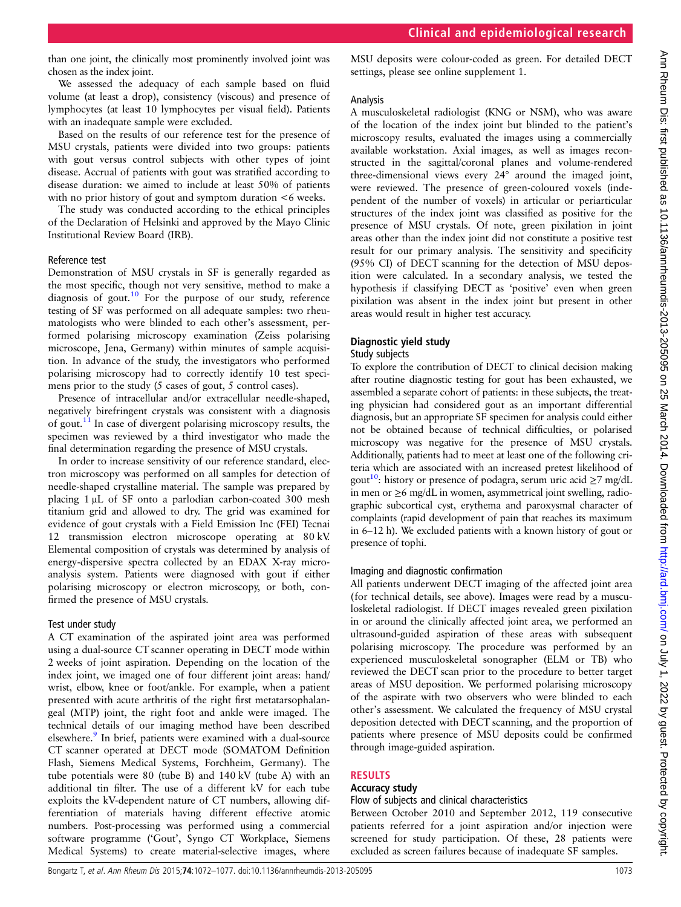than one joint, the clinically most prominently involved joint was chosen as the index joint.

We assessed the adequacy of each sample based on fluid volume (at least a drop), consistency (viscous) and presence of lymphocytes (at least 10 lymphocytes per visual field). Patients with an inadequate sample were excluded.

Based on the results of our reference test for the presence of MSU crystals, patients were divided into two groups: patients with gout versus control subjects with other types of joint disease. Accrual of patients with gout was stratified according to disease duration: we aimed to include at least 50% of patients with no prior history of gout and symptom duration <6 weeks.

The study was conducted according to the ethical principles of the Declaration of Helsinki and approved by the Mayo Clinic Institutional Review Board (IRB).

### Reference test

Demonstration of MSU crystals in SF is generally regarded as the most specific, though not very sensitive, method to make a diagnosis of gout.[10] For the purpose of our study, reference testing of SF was performed on all adequate samples: two rheumatologists who were blinded to each other's assessment, performed polarising microscopy examination (Zeiss polarising microscope, Jena, Germany) within minutes of sample acquisition. In advance of the study, the investigators who performed polarising microscopy had to correctly identify 10 test specimens prior to the study (5 cases of gout, 5 control cases).

Presence of intracellular and/or extracellular needle-shaped, negatively birefringent crystals was consistent with a diagnosis of gout.[11] In case of divergent polarising microscopy results, the specimen was reviewed by a third investigator who made the final determination regarding the presence of MSU crystals.

In order to increase sensitivity of our reference standard, electron microscopy was performed on all samples for detection of needle-shaped crystalline material. The sample was prepared by placing 1 μL of SF onto a parlodian carbon-coated 300 mesh titanium grid and allowed to dry. The grid was examined for evidence of gout crystals with a Field Emission Inc (FEI) Tecnai 12 transmission electron microscope operating at 80 kV. Elemental composition of crystals was determined by analysis of energy-dispersive spectra collected by an EDAX X-ray microanalysis system. Patients were diagnosed with gout if either polarising microscopy or electron microscopy, or both, confirmed the presence of MSU crystals.

### Test under study

A CT examination of the aspirated joint area was performed using a dual-source CT scanner operating in DECT mode within 2 weeks of joint aspiration. Depending on the location of the index joint, we imaged one of four different joint areas: hand/wrist, elbow, knee or foot/ankle. For example, when a patient presented with acute arthritis of the right first metatarsophalangeal (MTP) joint, the right foot and ankle were imaged. The technical details of our imaging method have been described elsewhere.[9] In brief, patients were examined with a dual-source CT scanner operated at DECT mode (SOMATOM Definition Flash, Siemens Medical Systems, Forchheim, Germany). The tube potentials were 80 (tube B) and 140 kV (tube A) with an additional tin filter. The use of a different kV for each tube exploits the kV-dependent nature of CT numbers, allowing differentiation of materials having different effective atomic numbers. Post-processing was performed using a commercial software programme ('Gout', Syngo CT Workplace, Siemens Medical Systems) to create material-selective images, where MSU deposits were colour-coded as green. For detailed DECT settings, please see online supplement 1.

### Analysis

A musculoskeletal radiologist (KNG or NSM), who was aware of the location of the index joint but blinded to the patient's microscopy results, evaluated the images using a commercially available workstation. Axial images, as well as images reconstructed in the sagittal/coronal planes and volume-rendered three-dimensional views every 24° around the imaged joint, were reviewed. The presence of green-coloured voxels (independent of the number of voxels) in articular or periarticular structures of the index joint was classified as positive for the presence of MSU crystals. Of note, green pixilation in joint areas other than the index joint did not constitute a positive test result for our primary analysis. The sensitivity and specificity (95% CI) of DECT scanning for the detection of MSU deposition were calculated. In a secondary analysis, we tested the hypothesis if classifying DECT as 'positive' even when green pixilation was absent in the index joint but present in other areas would result in higher test accuracy.

## Diagnostic yield study

### Study subjects

To explore the contribution of DECT to clinical decision making after routine diagnostic testing for gout has been exhausted, we assembled a separate cohort of patients: in these subjects, the treating physician had considered gout as an important differential diagnosis, but an appropriate SF specimen for analysis could either not be obtained because of technical difficulties, or polarised microscopy was negative for the presence of MSU crystals. Additionally, patients had to meet at least one of the following criteria which are associated with an increased pretest likelihood of gout[10]: history or presence of podagra, serum uric acid ≥7 mg/dL in men or ≥6 mg/dL in women, asymmetrical joint swelling, radiographic subcortical cyst, erythema and paroxysmal character of complaints (rapid development of pain that reaches its maximum in 6–12 h). We excluded patients with a known history of gout or presence of tophi.

### Imaging and diagnostic confirmation

All patients underwent DECT imaging of the affected joint area (for technical details, see above). Images were read by a musculoskeletal radiologist. If DECT images revealed green pixilation in or around the clinically affected joint area, we performed an ultrasound-guided aspiration of these areas with subsequent polarising microscopy. The procedure was performed by an experienced musculoskeletal sonographer (ELM or TB) who reviewed the DECT scan prior to the procedure to better target areas of MSU deposition. We performed polarising microscopy of the aspirate with two observers who were blinded to each other's assessment. We calculated the frequency of MSU crystal deposition detected with DECT scanning, and the proportion of patients where presence of MSU deposits could be confirmed through image-guided aspiration.

# RESULTS

## Accuracy study

### Flow of subjects and clinical characteristics

Between October 2010 and September 2012, 119 consecutive patients referred for a joint aspiration and/or injection were screened for study participation. Of these, 28 patients were excluded as screen failures because of inadequate SF samples.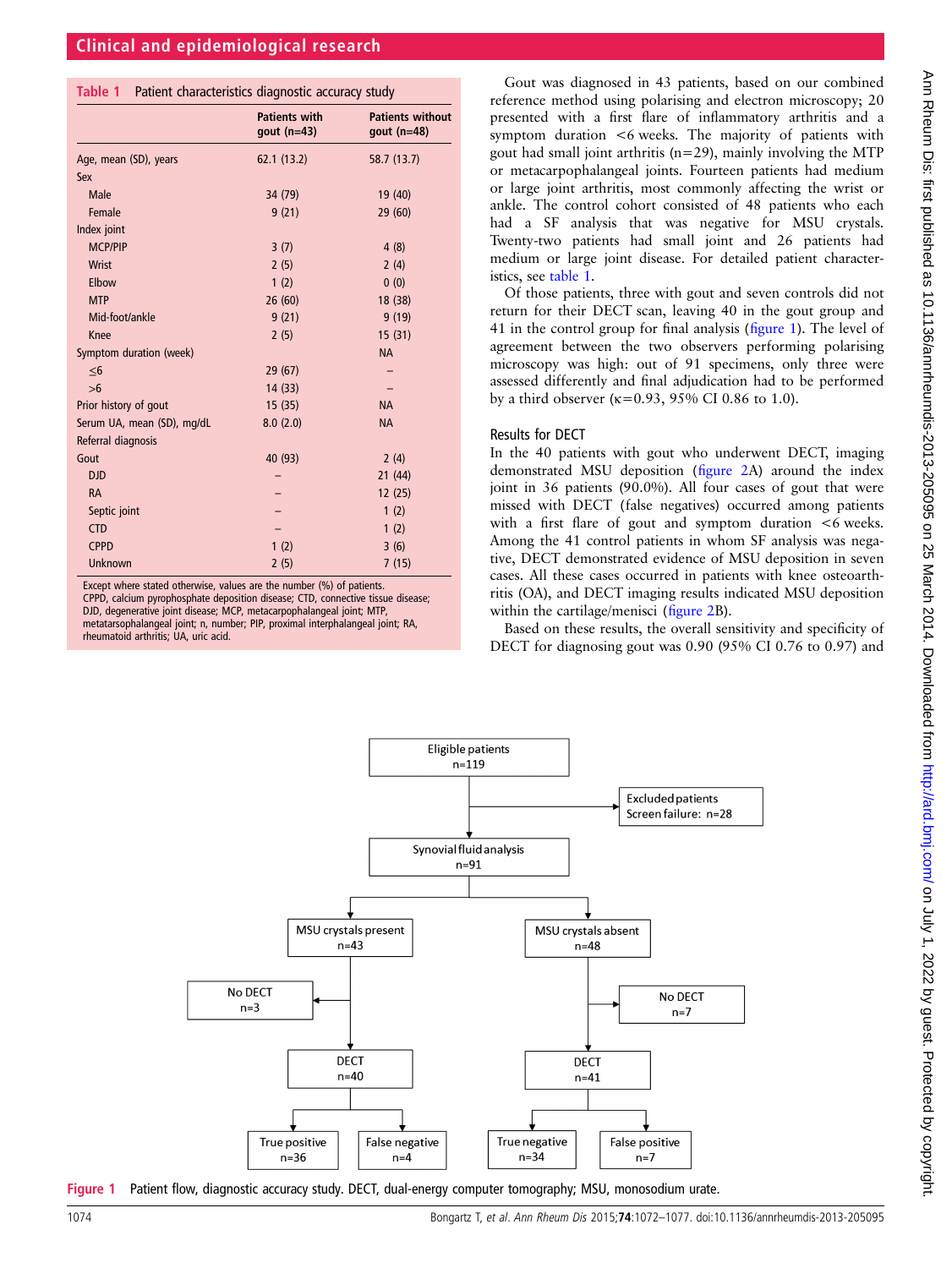**Table 1** Patient characteristics diagnostic accuracy study

| | Patients with gout (n=43) | Patients without gout (n=48) |
|---|---|---|
| Age, mean (SD), years | 62.1 (13.2) | 58.7 (13.7) |
| Sex | | |
| Male | 34 (79) | 19 (40) |
| Female | 9 (21) | 29 (60) |
| Index joint | | |
| MCP/PIP | 3 (7) | 4 (8) |
| Wrist | 2 (5) | 2 (4) |
| Elbow | 1 (2) | 0 (0) |
| MTP | 26 (60) | 18 (38) |
| Mid-foot/ankle | 9 (21) | 9 (19) |
| Knee | 2 (5) | 15 (31) |
| Symptom duration (week) | | NA |
| ≤6 | 29 (67) | – |
| >6 | 14 (33) | – |
| Prior history of gout | 15 (35) | NA |
| Serum UA, mean (SD), mg/dL | 8.0 (2.0) | NA |
| Referral diagnosis | | |
| Gout | 40 (93) | 2 (4) |
| DJD | – | 21 (44) |
| RA | – | 12 (25) |
| Septic joint | – | 1 (2) |
| CTD | – | 1 (2) |
| CPPD | 1 (2) | 3 (6) |
| Unknown | 2 (5) | 7 (15) |

Except where stated otherwise, values are the number (%) of patients.
CPPD, calcium pyrophosphate deposition disease; CTD, connective tissue disease; DJD, degenerative joint disease; MCP, metacarpophalangeal joint; MTP, metatarsophalangeal joint; n, number; PIP, proximal interphalangeal joint; RA, rheumatoid arthritis; UA, uric acid.

Gout was diagnosed in 43 patients, based on our combined reference method using polarising and electron microscopy; 20 presented with a first flare of inflammatory arthritis and a symptom duration <6 weeks. The majority of patients with gout had small joint arthritis (n=29), mainly involving the MTP or metacarpophalangeal joints. Fourteen patients had medium or large joint arthritis, most commonly affecting the wrist or ankle. The control cohort consisted of 48 patients who each had a SF analysis that was negative for MSU crystals. Twenty-two patients had small joint and 26 patients had medium or large joint disease. For detailed patient characteristics, see table 1.

Of those patients, three with gout and seven controls did not return for their DECT scan, leaving 40 in the gout group and 41 in the control group for final analysis (figure 1). The level of agreement between the two observers performing polarising microscopy was high: out of 91 specimens, only three were assessed differently and final adjudication had to be performed by a third observer (κ=0.93, 95% CI 0.86 to 1.0).

## Results for DECT

In the 40 patients with gout who underwent DECT, imaging demonstrated MSU deposition (figure 2A) around the index joint in 36 patients (90.0%). All four cases of gout that were missed with DECT (false negatives) occurred among patients with a first flare of gout and symptom duration <6 weeks. Among the 41 control patients in whom SF analysis was negative, DECT demonstrated evidence of MSU deposition in seven cases. All these cases occurred in patients with knee osteoarthritis (OA), and DECT imaging results indicated MSU deposition within the cartilage/menisci (figure 2B).

Based on these results, the overall sensitivity and specificity of DECT for diagnosing gout was 0.90 (95% CI 0.76 to 0.97) and

Eligible patients n=119
Excluded patients Screen failure: n=28
Synovial fluid analysis n=91
MSU crystals present n=43 | MSU crystals absent n=48
No DECT n=3 | No DECT n=7
DECT n=40 | DECT n=41
True positive n=36 | False negative n=4 | True negative n=34 | False positive n=7

**Figure 1** Patient flow, diagnostic accuracy study. DECT, dual-energy computer tomography; MSU, monosodium urate.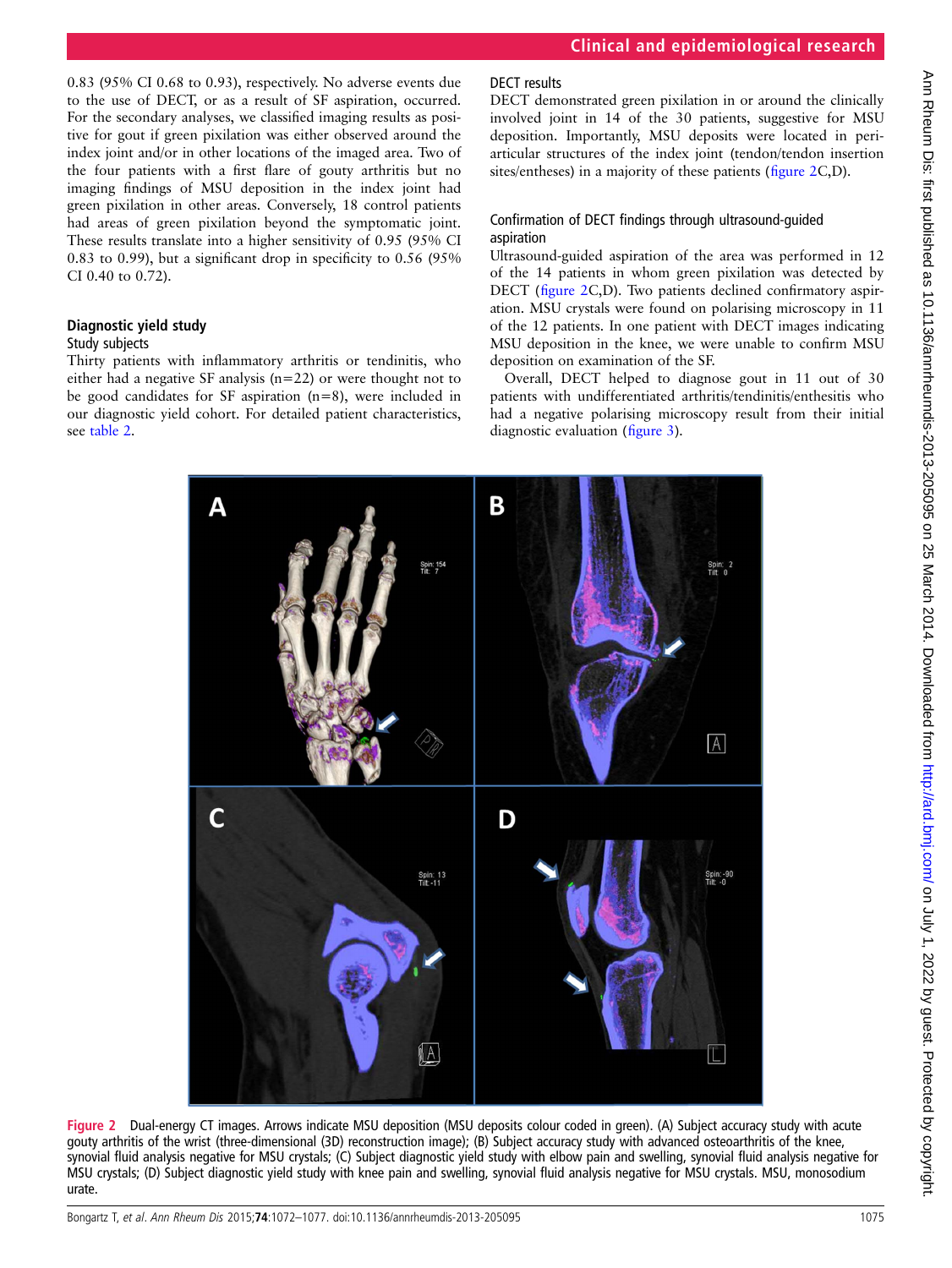0.83 (95% CI 0.68 to 0.93), respectively. No adverse events due to the use of DECT, or as a result of SF aspiration, occurred. For the secondary analyses, we classified imaging results as positive for gout if green pixilation was either observed around the index joint and/or in other locations of the imaged area. Two of the four patients with a first flare of gouty arthritis but no imaging findings of MSU deposition in the index joint had green pixilation in other areas. Conversely, 18 control patients had areas of green pixilation beyond the symptomatic joint. These results translate into a higher sensitivity of 0.95 (95% CI 0.83 to 0.99), but a significant drop in specificity to 0.56 (95% CI 0.40 to 0.72).

## Diagnostic yield study

### Study subjects

Thirty patients with inflammatory arthritis or tendinitis, who either had a negative SF analysis (n=22) or were thought not to be good candidates for SF aspiration (n=8), were included in our diagnostic yield cohort. For detailed patient characteristics, see table 2.

### DECT results

DECT demonstrated green pixilation in or around the clinically involved joint in 14 of the 30 patients, suggestive for MSU deposition. Importantly, MSU deposits were located in periarticular structures of the index joint (tendon/tendon insertion sites/entheses) in a majority of these patients (figure 2C,D).

### Confirmation of DECT findings through ultrasound-guided aspiration

Ultrasound-guided aspiration of the area was performed in 12 of the 14 patients in whom green pixilation was detected by DECT (figure 2C,D). Two patients declined confirmatory aspiration. MSU crystals were found on polarising microscopy in 11 of the 12 patients. In one patient with DECT images indicating MSU deposition in the knee, we were unable to confirm MSU deposition on examination of the SF.

Overall, DECT helped to diagnose gout in 11 out of 30 patients with undifferentiated arthritis/tendinitis/enthesitis who had a negative polarising microscopy result from their initial diagnostic evaluation (figure 3).

**Figure 2** Dual-energy CT images. Arrows indicate MSU deposition (MSU deposits colour coded in green). (A) Subject accuracy study with acute gouty arthritis of the wrist (three-dimensional (3D) reconstruction image); (B) Subject accuracy study with advanced osteoarthritis of the knee, synovial fluid analysis negative for MSU crystals; (C) Subject diagnostic yield study with elbow pain and swelling, synovial fluid analysis negative for MSU crystals; (D) Subject diagnostic yield study with knee pain and swelling, synovial fluid analysis negative for MSU crystals. MSU, monosodium urate.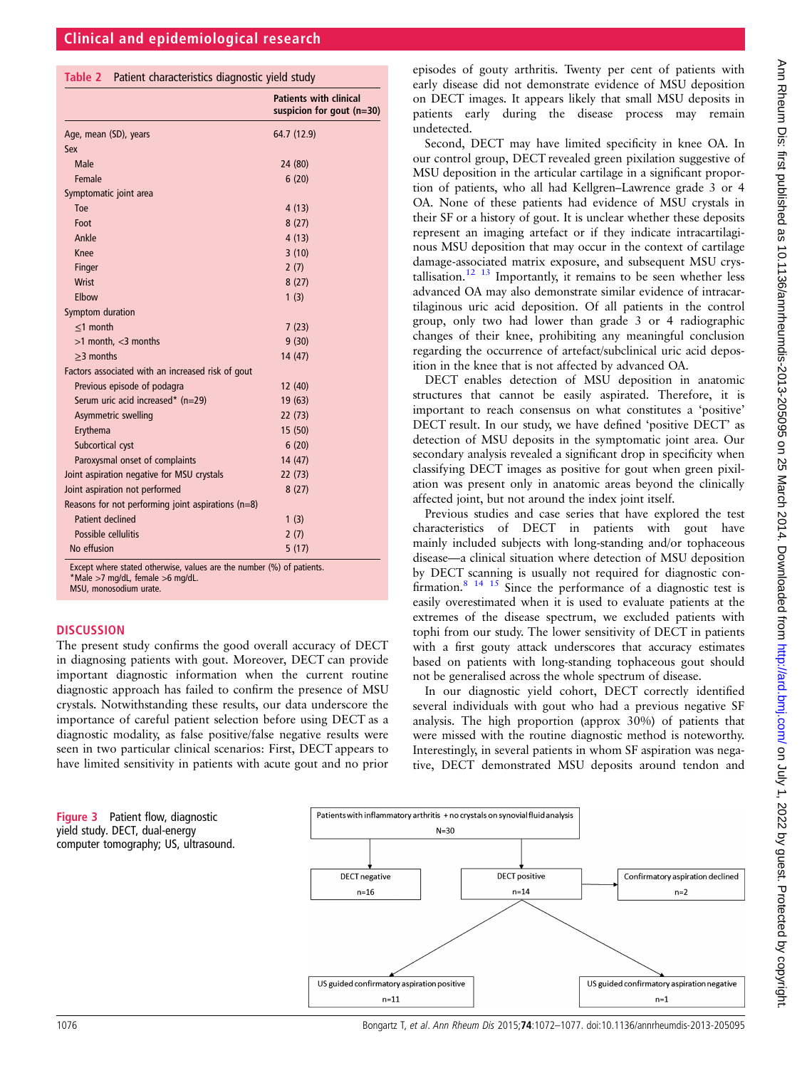**Table 2** Patient characteristics diagnostic yield study

| | Patients with clinical suspicion for gout (n=30) |
|---|---|
| Age, mean (SD), years | 64.7 (12.9) |
| Sex | |
| Male | 24 (80) |
| Female | 6 (20) |
| Symptomatic joint area | |
| Toe | 4 (13) |
| Foot | 8 (27) |
| Ankle | 4 (13) |
| Knee | 3 (10) |
| Finger | 2 (7) |
| Wrist | 8 (27) |
| Elbow | 1 (3) |
| Symptom duration | |
| ≤1 month | 7 (23) |
| >1 month, <3 months | 9 (30) |
| ≥3 months | 14 (47) |
| Factors associated with an increased risk of gout | |
| Previous episode of podagra | 12 (40) |
| Serum uric acid increased* (n=29) | 19 (63) |
| Asymmetric swelling | 22 (73) |
| Erythema | 15 (50) |
| Subcortical cyst | 6 (20) |
| Paroxysmal onset of complaints | 14 (47) |
| Joint aspiration negative for MSU crystals | 22 (73) |
| Joint aspiration not performed | 8 (27) |
| Reasons for not performing joint aspirations (n=8) | |
| Patient declined | 1 (3) |
| Possible cellulitis | 2 (7) |
| No effusion | 5 (17) |

Except where stated otherwise, values are the number (%) of patients.
*Male >7 mg/dL, female >6 mg/dL.
MSU, monosodium urate.

## DISCUSSION

The present study confirms the good overall accuracy of DECT in diagnosing patients with gout. Moreover, DECT can provide important diagnostic information when the current routine diagnostic approach has failed to confirm the presence of MSU crystals. Notwithstanding these results, our data underscore the importance of careful patient selection before using DECT as a diagnostic modality, as false positive/false negative results were seen in two particular clinical scenarios: First, DECT appears to have limited sensitivity in patients with acute gout and no prior episodes of gouty arthritis. Twenty per cent of patients with early disease did not demonstrate evidence of MSU deposition on DECT images. It appears likely that small MSU deposits in patients early during the disease process may remain undetected.

Second, DECT may have limited specificity in knee OA. In our control group, DECT revealed green pixilation suggestive of MSU deposition in the articular cartilage in a significant proportion of patients, who all had Kellgren–Lawrence grade 3 or 4 OA. None of these patients had evidence of MSU crystals in their SF or a history of gout. It is unclear whether these deposits represent an imaging artefact or if they indicate intracartilaginous MSU deposition that may occur in the context of cartilage damage-associated matrix exposure, and subsequent MSU crystallisation.[12 13] Importantly, it remains to be seen whether less advanced OA may also demonstrate similar evidence of intracartilaginous uric acid deposition. Of all patients in the control group, only two had lower than grade 3 or 4 radiographic changes of their knee, prohibiting any meaningful conclusion regarding the occurrence of artefact/subclinical uric acid deposition in the knee that is not affected by advanced OA.

DECT enables detection of MSU deposition in anatomic structures that cannot be easily aspirated. Therefore, it is important to reach consensus on what constitutes a 'positive' DECT result. In our study, we have defined 'positive DECT' as detection of MSU deposits in the symptomatic joint area. Our secondary analysis revealed a significant drop in specificity when classifying DECT images as positive for gout when green pixilation was present only in anatomic areas beyond the clinically affected joint, but not around the index joint itself.

Previous studies and case series that have explored the test characteristics of DECT in patients with gout have mainly included subjects with long-standing and/or tophaceous disease—a clinical situation where detection of MSU deposition by DECT scanning is usually not required for diagnostic confirmation.[8 14 15] Since the performance of a diagnostic test is easily overestimated when it is used to evaluate patients at the extremes of the disease spectrum, we excluded patients with tophi from our study. The lower sensitivity of DECT in patients with a first gouty attack underscores that accuracy estimates based on patients with long-standing tophaceous gout should not be generalised across the whole spectrum of disease.

In our diagnostic yield cohort, DECT correctly identified several individuals with gout who had a previous negative SF analysis. The high proportion (approx 30%) of patients that were missed with the routine diagnostic method is noteworthy. Interestingly, in several patients in whom SF aspiration was negative, DECT demonstrated MSU deposits around tendon and

Patients with inflammatory arthritis + no crystals on synovial fluid analysis N=30 → DECT negative n=16; DECT positive n=14 → Confirmatory aspiration declined n=2; US guided confirmatory aspiration positive n=11; US guided confirmatory aspiration negative n=1

**Figure 3** Patient flow, diagnostic yield study. DECT, dual-energy computer tomography; US, ultrasound.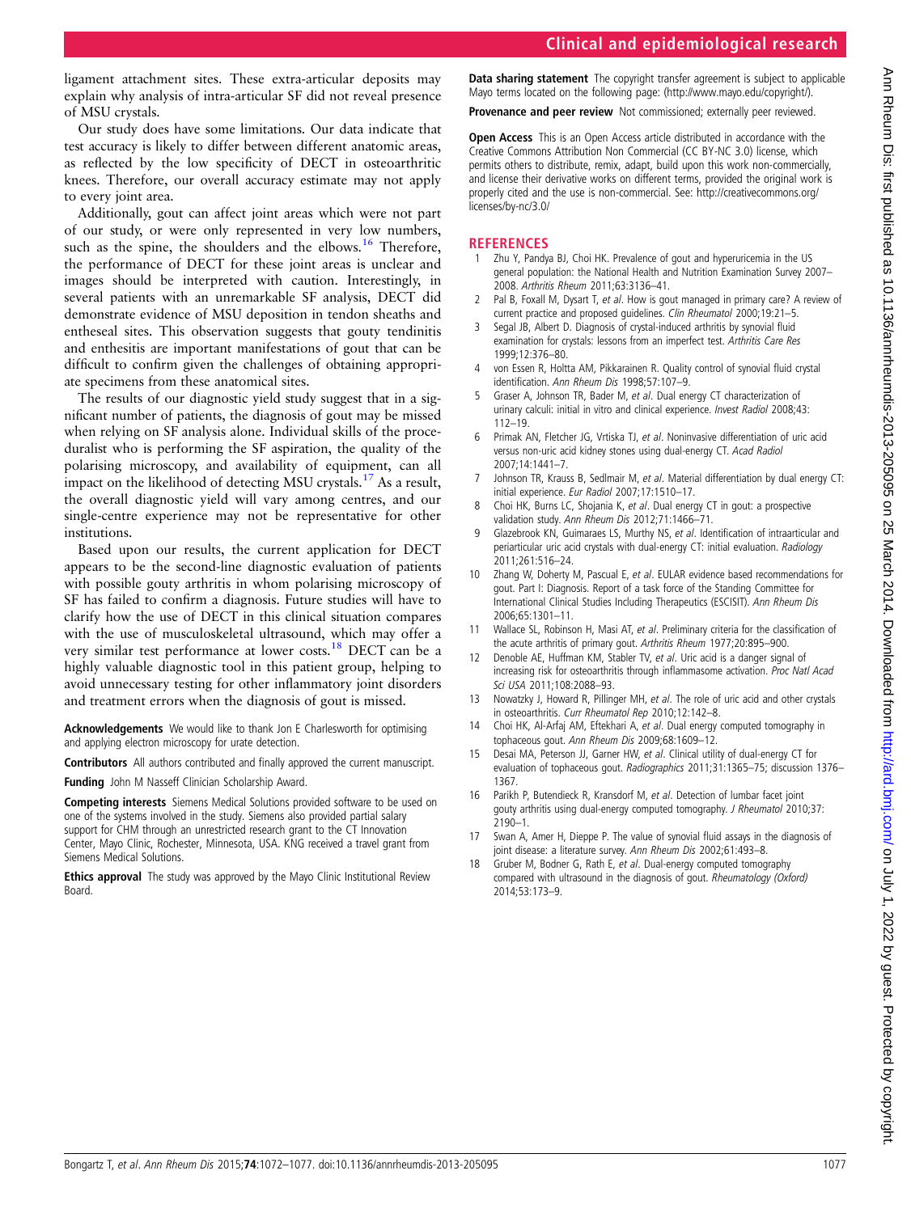ligament attachment sites. These extra-articular deposits may explain why analysis of intra-articular SF did not reveal presence of MSU crystals.

Our study does have some limitations. Our data indicate that test accuracy is likely to differ between different anatomic areas, as reflected by the low specificity of DECT in osteoarthritic knees. Therefore, our overall accuracy estimate may not apply to every joint area.

Additionally, gout can affect joint areas which were not part of our study, or were only represented in very low numbers, such as the spine, the shoulders and the elbows.[16] Therefore, the performance of DECT for these joint areas is unclear and images should be interpreted with caution. Interestingly, in several patients with an unremarkable SF analysis, DECT did demonstrate evidence of MSU deposition in tendon sheaths and entheseal sites. This observation suggests that gouty tendinitis and enthesitis are important manifestations of gout that can be difficult to confirm given the challenges of obtaining appropriate specimens from these anatomical sites.

The results of our diagnostic yield study suggest that in a significant number of patients, the diagnosis of gout may be missed when relying on SF analysis alone. Individual skills of the proceduralist who is performing the SF aspiration, the quality of the polarising microscopy, and availability of equipment, can all impact on the likelihood of detecting MSU crystals.[17] As a result, the overall diagnostic yield will vary among centres, and our single-centre experience may not be representative for other institutions.

Based upon our results, the current application for DECT appears to be the second-line diagnostic evaluation of patients with possible gouty arthritis in whom polarising microscopy of SF has failed to confirm a diagnosis. Future studies will have to clarify how the use of DECT in this clinical situation compares with the use of musculoskeletal ultrasound, which may offer a very similar test performance at lower costs.[18] DECT can be a highly valuable diagnostic tool in this patient group, helping to avoid unnecessary testing for other inflammatory joint disorders and treatment errors when the diagnosis of gout is missed.

**Acknowledgements** We would like to thank Jon E Charlesworth for optimising and applying electron microscopy for urate detection.

**Contributors** All authors contributed and finally approved the current manuscript.

**Funding** John M Nasseff Clinician Scholarship Award.

**Competing interests** Siemens Medical Solutions provided software to be used on one of the systems involved in the study. Siemens also provided partial salary support for CHM through an unrestricted research grant to the CT Innovation Center, Mayo Clinic, Rochester, Minnesota, USA. KNG received a travel grant from Siemens Medical Solutions.

**Ethics approval** The study was approved by the Mayo Clinic Institutional Review Board.

**Data sharing statement** The copyright transfer agreement is subject to applicable Mayo terms located on the following page: (http://www.mayo.edu/copyright/).

**Provenance and peer review** Not commissioned; externally peer reviewed.

**Open Access** This is an Open Access article distributed in accordance with the Creative Commons Attribution Non Commercial (CC BY-NC 3.0) license, which permits others to distribute, remix, adapt, build upon this work non-commercially, and license their derivative works on different terms, provided the original work is properly cited and the use is non-commercial. See: http://creativecommons.org/licenses/by-nc/3.0/

## REFERENCES

1. Zhu Y, Pandya BJ, Choi HK. Prevalence of gout and hyperuricemia in the US general population: the National Health and Nutrition Examination Survey 2007–2008. *Arthritis Rheum* 2011;63:3136–41.
2. Pal B, Foxall M, Dysart T, *et al*. How is gout managed in primary care? A review of current practice and proposed guidelines. *Clin Rheumatol* 2000;19:21–5.
3. Segal JB, Albert D. Diagnosis of crystal-induced arthritis by synovial fluid examination for crystals: lessons from an imperfect test. *Arthritis Care Res* 1999;12:376–80.
4. von Essen R, Holtta AM, Pikkarainen R. Quality control of synovial fluid crystal identification. *Ann Rheum Dis* 1998;57:107–9.
5. Graser A, Johnson TR, Bader M, *et al*. Dual energy CT characterization of urinary calculi: initial in vitro and clinical experience. *Invest Radiol* 2008;43:112–19.
6. Primak AN, Fletcher JG, Vrtiska TJ, *et al*. Noninvasive differentiation of uric acid versus non-uric acid kidney stones using dual-energy CT. *Acad Radiol* 2007;14:1441–7.
7. Johnson TR, Krauss B, Sedlmair M, *et al*. Material differentiation by dual energy CT: initial experience. *Eur Radiol* 2007;17:1510–17.
8. Choi HK, Burns LC, Shojania K, *et al*. Dual energy CT in gout: a prospective validation study. *Ann Rheum Dis* 2012;71:1466–71.
9. Glazebrook KN, Guimaraes LS, Murthy NS, *et al*. Identification of intraarticular and periarticular uric acid crystals with dual-energy CT: initial evaluation. *Radiology* 2011;261:516–24.
10. Zhang W, Doherty M, Pascual E, *et al*. EULAR evidence based recommendations for gout. Part I: Diagnosis. Report of a task force of the Standing Committee for International Clinical Studies Including Therapeutics (ESCISIT). *Ann Rheum Dis* 2006;65:1301–11.
11. Wallace SL, Robinson H, Masi AT, *et al*. Preliminary criteria for the classification of the acute arthritis of primary gout. *Arthritis Rheum* 1977;20:895–900.
12. Denoble AE, Huffman KM, Stabler TV, *et al*. Uric acid is a danger signal of increasing risk for osteoarthritis through inflammasome activation. *Proc Natl Acad Sci USA* 2011;108:2088–93.
13. Nowatzky J, Howard R, Pillinger MH, *et al*. The role of uric acid and other crystals in osteoarthritis. *Curr Rheumatol Rep* 2010;12:142–8.
14. Choi HK, Al-Arfaj AM, Eftekhari A, *et al*. Dual energy computed tomography in tophaceous gout. *Ann Rheum Dis* 2009;68:1609–12.
15. Desai MA, Peterson JJ, Garner HW, *et al*. Clinical utility of dual-energy CT for evaluation of tophaceous gout. *Radiographics* 2011;31:1365–75; discussion 1376–1367.
16. Parikh P, Butendieck R, Kransdorf M, *et al*. Detection of lumbar facet joint gouty arthritis using dual-energy computed tomography. *J Rheumatol* 2010;37:2190–1.
17. Swan A, Amer H, Dieppe P. The value of synovial fluid assays in the diagnosis of joint disease: a literature survey. *Ann Rheum Dis* 2002;61:493–8.
18. Gruber M, Bodner G, Rath E, *et al*. Dual-energy computed tomography compared with ultrasound in the diagnosis of gout. *Rheumatology (Oxford)* 2014;53:173–9.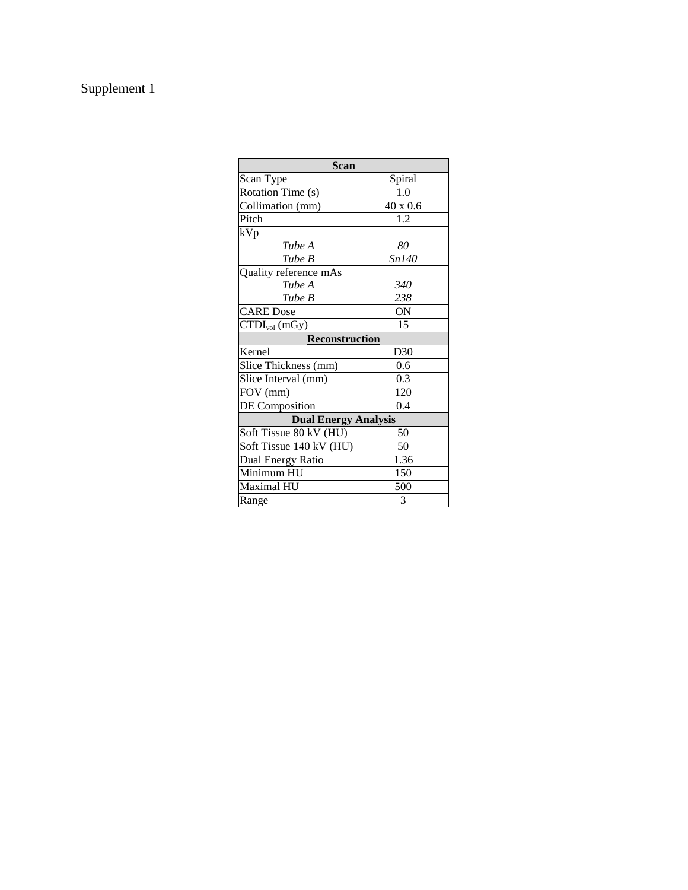Supplement 1

| **Scan** | |
| --- | --- |
| Scan Type | Spiral |
| Rotation Time (s) | 1.0 |
| Collimation (mm) | 40 x 0.6 |
| Pitch | 1.2 |
| kVp | |
| *Tube A* | *80* |
| *Tube B* | *Sn140* |
| Quality reference mAs | |
| *Tube A* | *340* |
| *Tube B* | *238* |
| CARE Dose | ON |
| $CTDI_{vol}$ (mGy) | 15 |
| **Reconstruction** | |
| Kernel | D30 |
| Slice Thickness (mm) | 0.6 |
| Slice Interval (mm) | 0.3 |
| FOV (mm) | 120 |
| DE Composition | 0.4 |
| **Dual Energy Analysis** | |
| Soft Tissue 80 kV (HU) | 50 |
| Soft Tissue 140 kV (HU) | 50 |
| Dual Energy Ratio | 1.36 |
| Minimum HU | 150 |
| Maximal HU | 500 |
| Range | 3 |